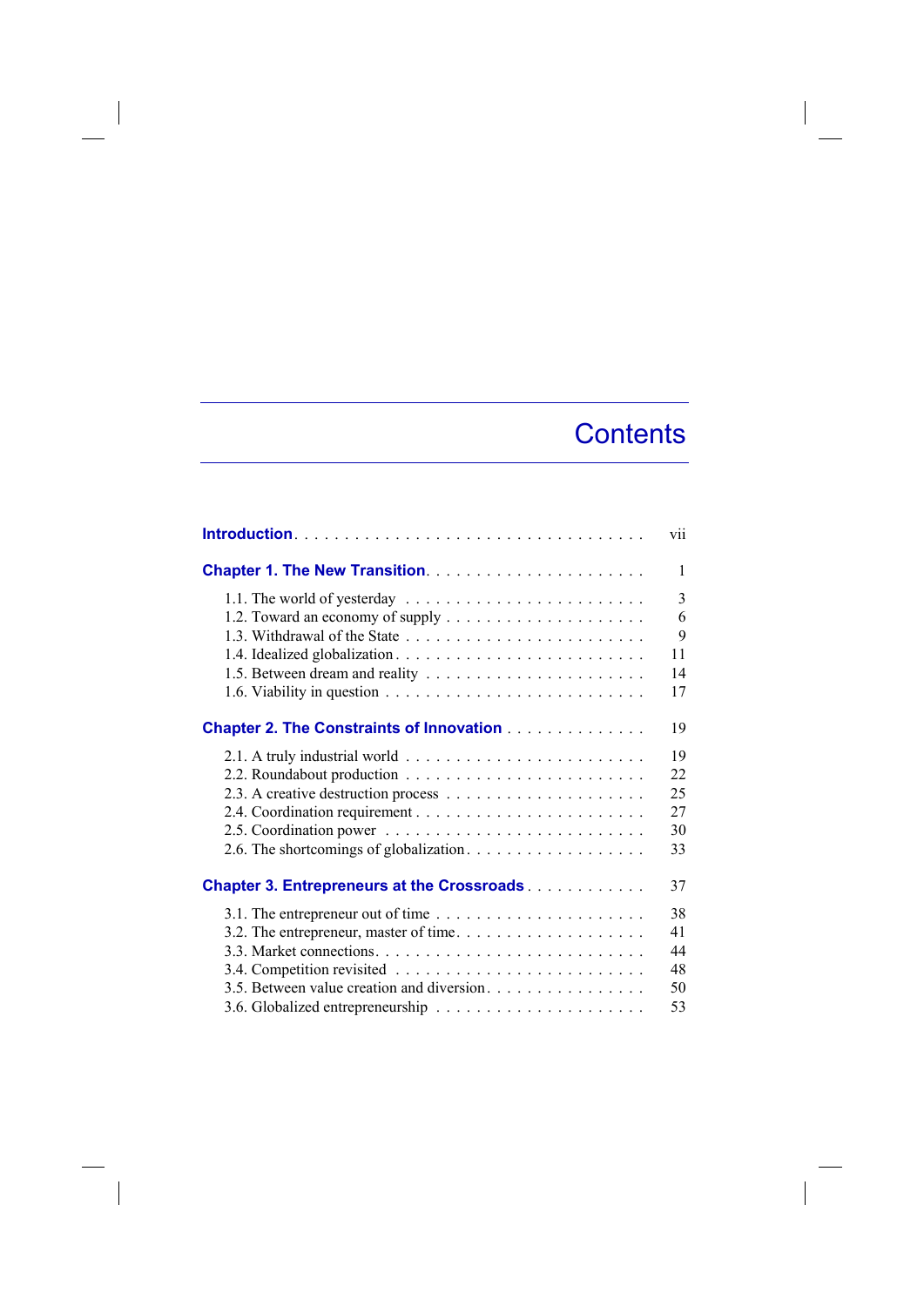# Contents

**Introduction** . . . . . . . . . . . . . . . . . . . . . . . . . . . . . . . . . . . vii

**Chapter 1. The New Transition** . . . . . . . . . . . . . . . . . . . . . . 1

1.1. The world of yesterday . . . . . . . . . . . . . . . . . . . . . . . . 3
1.2. Toward an economy of supply . . . . . . . . . . . . . . . . . . . . 6
1.3. Withdrawal of the State . . . . . . . . . . . . . . . . . . . . . . . . 9
1.4. Idealized globalization . . . . . . . . . . . . . . . . . . . . . . . . 11
1.5. Between dream and reality . . . . . . . . . . . . . . . . . . . . . . 14
1.6. Viability in question . . . . . . . . . . . . . . . . . . . . . . . . . 17

**Chapter 2. The Constraints of Innovation** . . . . . . . . . . . . . . 19

2.1. A truly industrial world . . . . . . . . . . . . . . . . . . . . . . . 19
2.2. Roundabout production . . . . . . . . . . . . . . . . . . . . . . . 22
2.3. A creative destruction process . . . . . . . . . . . . . . . . . . . 25
2.4. Coordination requirement . . . . . . . . . . . . . . . . . . . . . . 27
2.5. Coordination power . . . . . . . . . . . . . . . . . . . . . . . . . 30
2.6. The shortcomings of globalization . . . . . . . . . . . . . . . . . . 33

**Chapter 3. Entrepreneurs at the Crossroads** . . . . . . . . . . . . 37

3.1. The entrepreneur out of time . . . . . . . . . . . . . . . . . . . . 38
3.2. The entrepreneur, master of time . . . . . . . . . . . . . . . . . . 41
3.3. Market connections . . . . . . . . . . . . . . . . . . . . . . . . . 44
3.4. Competition revisited . . . . . . . . . . . . . . . . . . . . . . . . 48
3.5. Between value creation and diversion . . . . . . . . . . . . . . . . 50
3.6. Globalized entrepreneurship . . . . . . . . . . . . . . . . . . . . . 53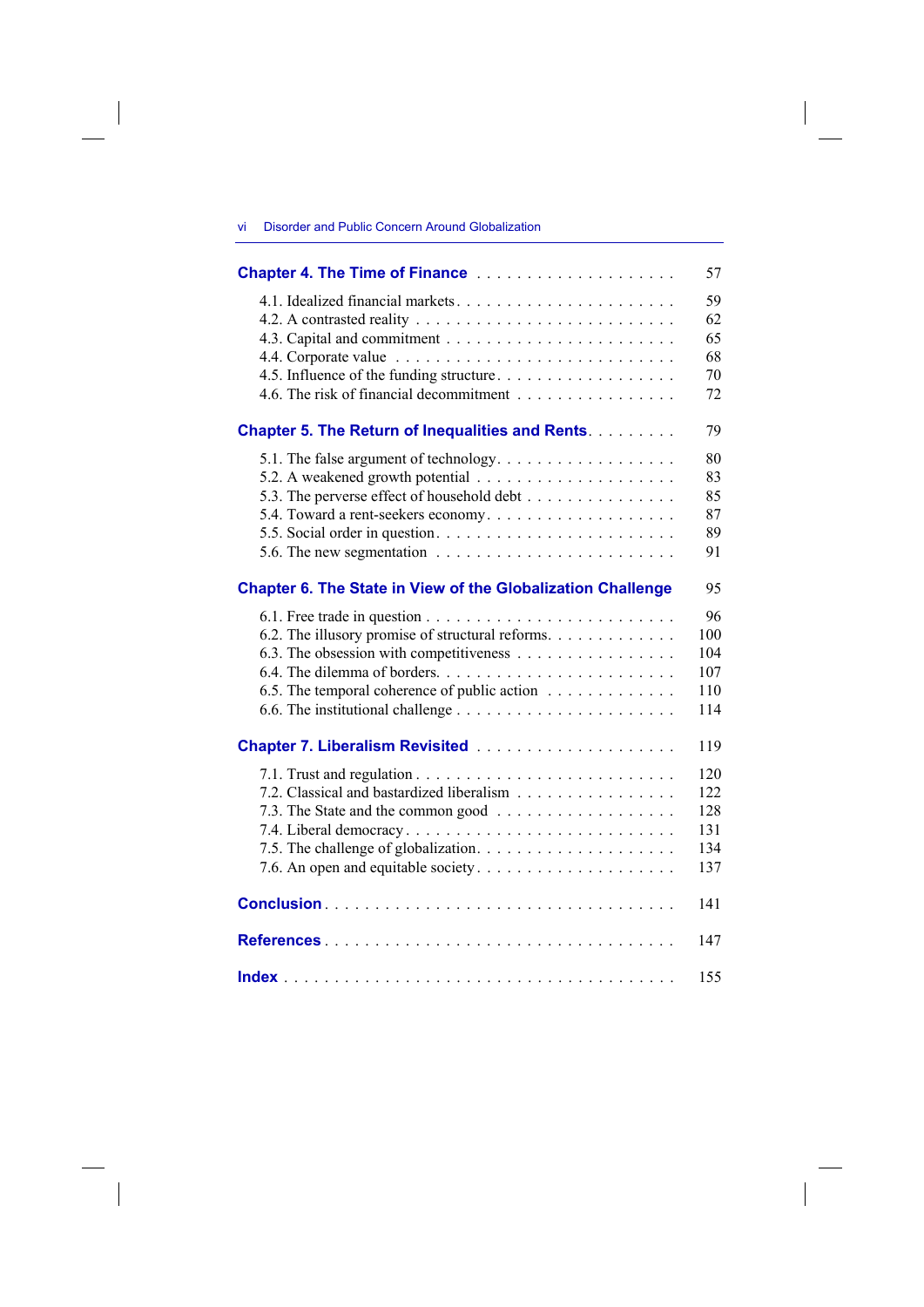**Chapter 4. The Time of Finance** 57

- 4.1. Idealized financial markets 59
- 4.2. A contrasted reality 62
- 4.3. Capital and commitment 65
- 4.4. Corporate value 68
- 4.5. Influence of the funding structure 70
- 4.6. The risk of financial decommitment 72

**Chapter 5. The Return of Inequalities and Rents** 79

- 5.1. The false argument of technology 80
- 5.2. A weakened growth potential 83
- 5.3. The perverse effect of household debt 85
- 5.4. Toward a rent-seekers economy 87
- 5.5. Social order in question 89
- 5.6. The new segmentation 91

**Chapter 6. The State in View of the Globalization Challenge** 95

- 6.1. Free trade in question 96
- 6.2. The illusory promise of structural reforms 100
- 6.3. The obsession with competitiveness 104
- 6.4. The dilemma of borders 107
- 6.5. The temporal coherence of public action 110
- 6.6. The institutional challenge 114

**Chapter 7. Liberalism Revisited** 119

- 7.1. Trust and regulation 120
- 7.2. Classical and bastardized liberalism 122
- 7.3. The State and the common good 128
- 7.4. Liberal democracy 131
- 7.5. The challenge of globalization 134
- 7.6. An open and equitable society 137

**Conclusion** 141

**References** 147

**Index** 155